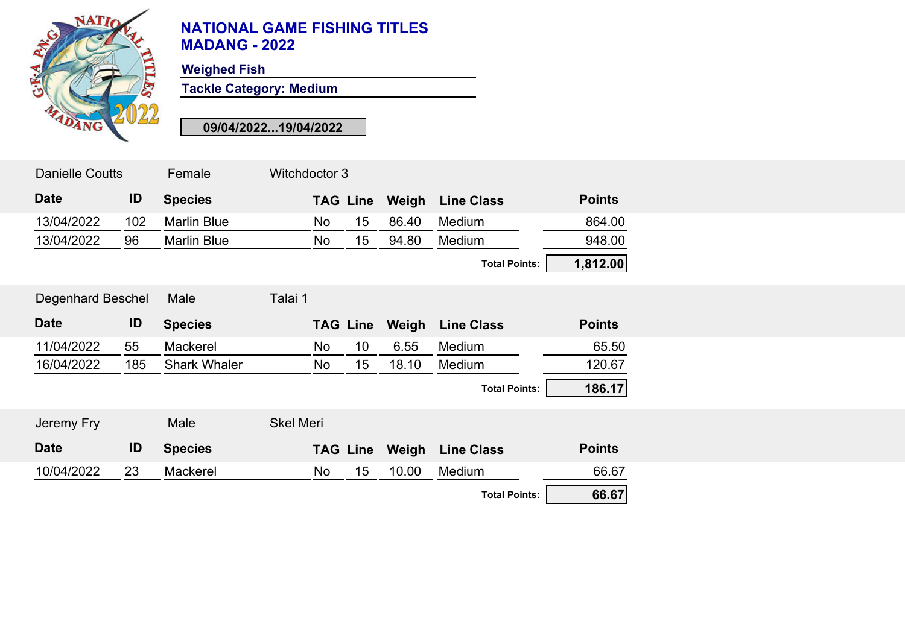# NATIONAL GAME FISHING TITLES
# MADANG - 2022

**Weighed Fish**

**Tackle Category: Medium**

**09/04/2022...19/04/2022**

Danielle Coutts | Female | Witchdoctor 3

| Date | ID | Species | TAG | Line | Weigh | Line Class | Points |
|---|---|---|---|---|---|---|---|
| 13/04/2022 | 102 | Marlin Blue | No | 15 | 86.40 | Medium | 864.00 |
| 13/04/2022 | 96 | Marlin Blue | No | 15 | 94.80 | Medium | 948.00 |
| | | | | | | **Total Points:** | **1,812.00** |

Degenhard Beschel | Male | Talai 1

| Date | ID | Species | TAG | Line | Weigh | Line Class | Points |
|---|---|---|---|---|---|---|---|
| 11/04/2022 | 55 | Mackerel | No | 10 | 6.55 | Medium | 65.50 |
| 16/04/2022 | 185 | Shark Whaler | No | 15 | 18.10 | Medium | 120.67 |
| | | | | | | **Total Points:** | **186.17** |

Jeremy Fry | Male | Skel Meri

| Date | ID | Species | TAG | Line | Weigh | Line Class | Points |
|---|---|---|---|---|---|---|---|
| 10/04/2022 | 23 | Mackerel | No | 15 | 10.00 | Medium | 66.67 |
| | | | | | | **Total Points:** | **66.67** |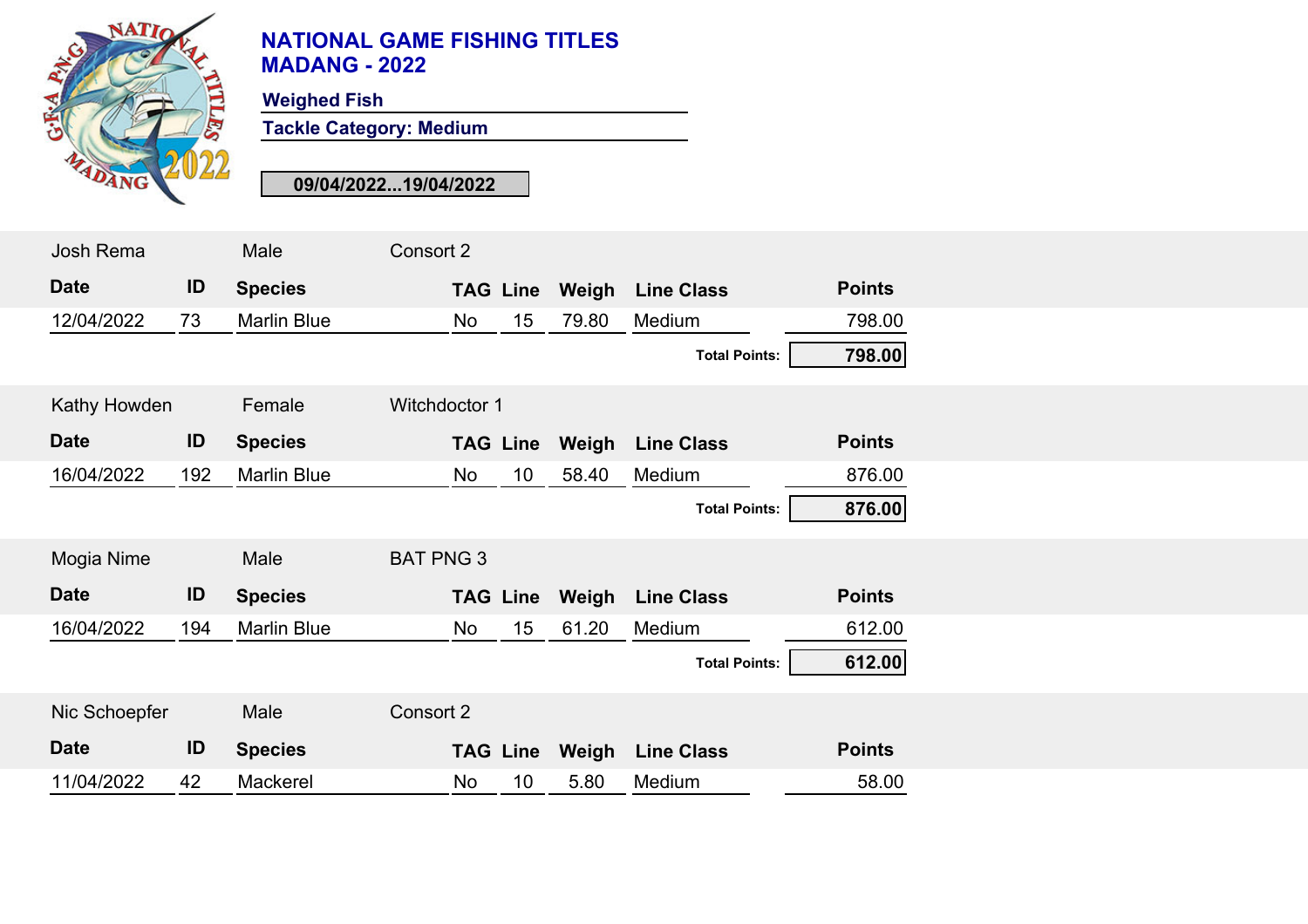# NATIONAL GAME FISHING TITLES
# MADANG - 2022

**Weighed Fish**

**Tackle Category: Medium**

**09/04/2022...19/04/2022**

Josh Rema | Male | Consort 2

| Date | ID | Species | TAG | Line | Weigh | Line Class | Points |
|---|---|---|---|---|---|---|---|
| 12/04/2022 | 73 | Marlin Blue | No | 15 | 79.80 | Medium | 798.00 |

**Total Points: 798.00**

Kathy Howden | Female | Witchdoctor 1

| Date | ID | Species | TAG | Line | Weigh | Line Class | Points |
|---|---|---|---|---|---|---|---|
| 16/04/2022 | 192 | Marlin Blue | No | 10 | 58.40 | Medium | 876.00 |

**Total Points: 876.00**

Mogia Nime | Male | BAT PNG 3

| Date | ID | Species | TAG | Line | Weigh | Line Class | Points |
|---|---|---|---|---|---|---|---|
| 16/04/2022 | 194 | Marlin Blue | No | 15 | 61.20 | Medium | 612.00 |

**Total Points: 612.00**

Nic Schoepfer | Male | Consort 2

| Date | ID | Species | TAG | Line | Weigh | Line Class | Points |
|---|---|---|---|---|---|---|---|
| 11/04/2022 | 42 | Mackerel | No | 10 | 5.80 | Medium | 58.00 |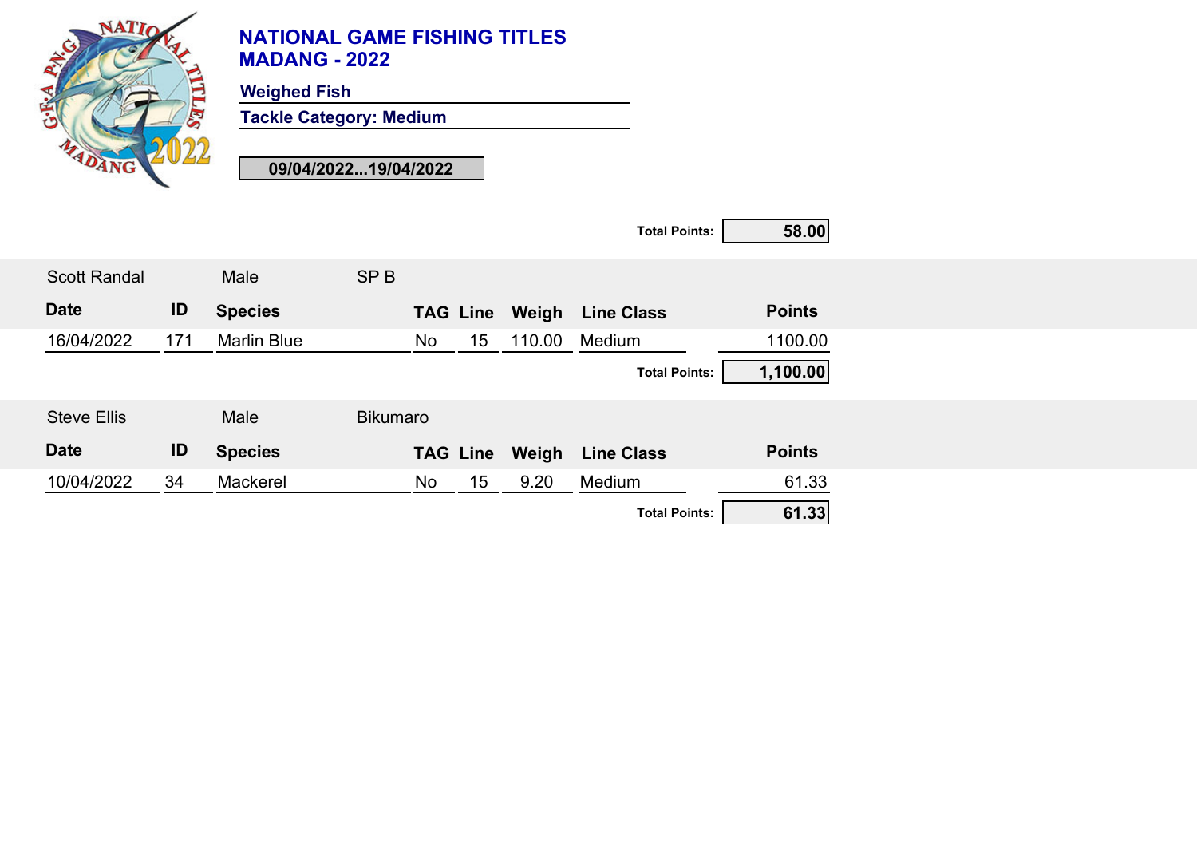# NATIONAL GAME FISHING TITLES
# MADANG - 2022

**Weighed Fish**

**Tackle Category: Medium**

**09/04/2022...19/04/2022**

**Total Points:** **58.00**

Scott Randal | Male | SP B

| Date | ID | Species | TAG | Line | Weigh | Line Class | Points |
|---|---|---|---|---|---|---|---|
| 16/04/2022 | 171 | Marlin Blue | No | 15 | 110.00 | Medium | 1100.00 |

**Total Points:** **1,100.00**

Steve Ellis | Male | Bikumaro

| Date | ID | Species | TAG | Line | Weigh | Line Class | Points |
|---|---|---|---|---|---|---|---|
| 10/04/2022 | 34 | Mackerel | No | 15 | 9.20 | Medium | 61.33 |

**Total Points:** **61.33**